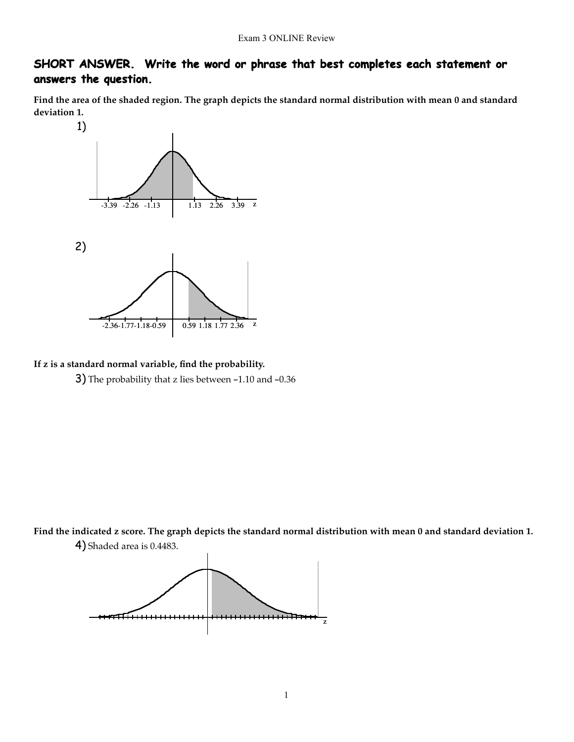## SHORT ANSWER. Write the word or phrase that best completes each statement or answers the question.

**Find the area of the shaded region. The graph depicts the standard normal distribution with mean 0 and standard deviation 1.**

1)

-3.39 -2.26 -1.13 1.13 2.26 3.39 z

2)

-2.36 -1.77 -1.18 -0.59 0.59 1.18 1.77 2.36 z

**If z is a standard normal variable, find the probability.**

3) The probability that z lies between –1.10 and –0.36

**Find the indicated z score. The graph depicts the standard normal distribution with mean 0 and standard deviation 1.**

4) Shaded area is 0.4483.

z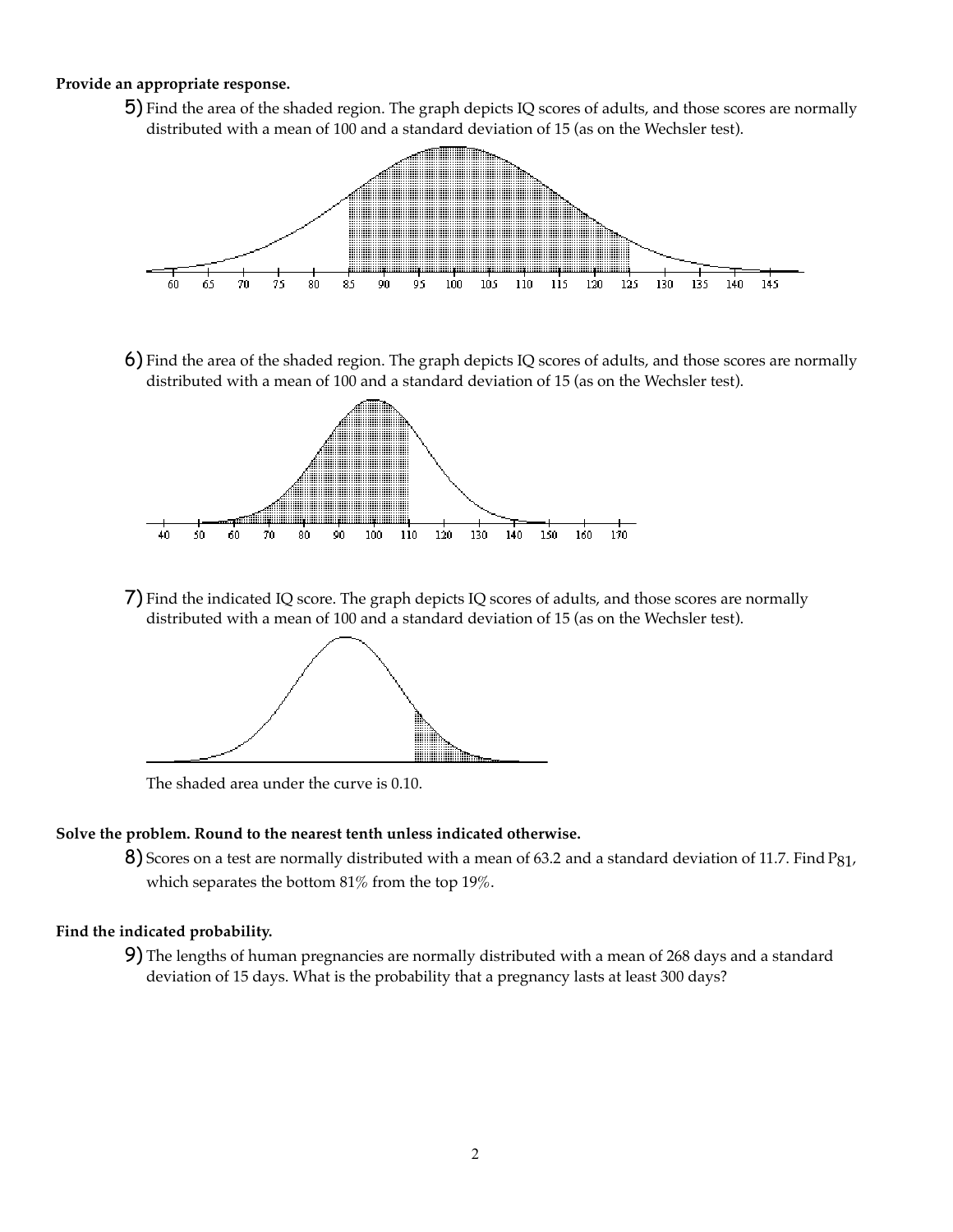**Provide an appropriate response.**

5) Find the area of the shaded region. The graph depicts IQ scores of adults, and those scores are normally distributed with a mean of 100 and a standard deviation of 15 (as on the Wechsler test).

6) Find the area of the shaded region. The graph depicts IQ scores of adults, and those scores are normally distributed with a mean of 100 and a standard deviation of 15 (as on the Wechsler test).

7) Find the indicated IQ score. The graph depicts IQ scores of adults, and those scores are normally distributed with a mean of 100 and a standard deviation of 15 (as on the Wechsler test).

The shaded area under the curve is 0.10.

**Solve the problem. Round to the nearest tenth unless indicated otherwise.**

8) Scores on a test are normally distributed with a mean of 63.2 and a standard deviation of 11.7. Find $P_{81}$, which separates the bottom 81% from the top 19%.

**Find the indicated probability.**

9) The lengths of human pregnancies are normally distributed with a mean of 268 days and a standard deviation of 15 days. What is the probability that a pregnancy lasts at least 300 days?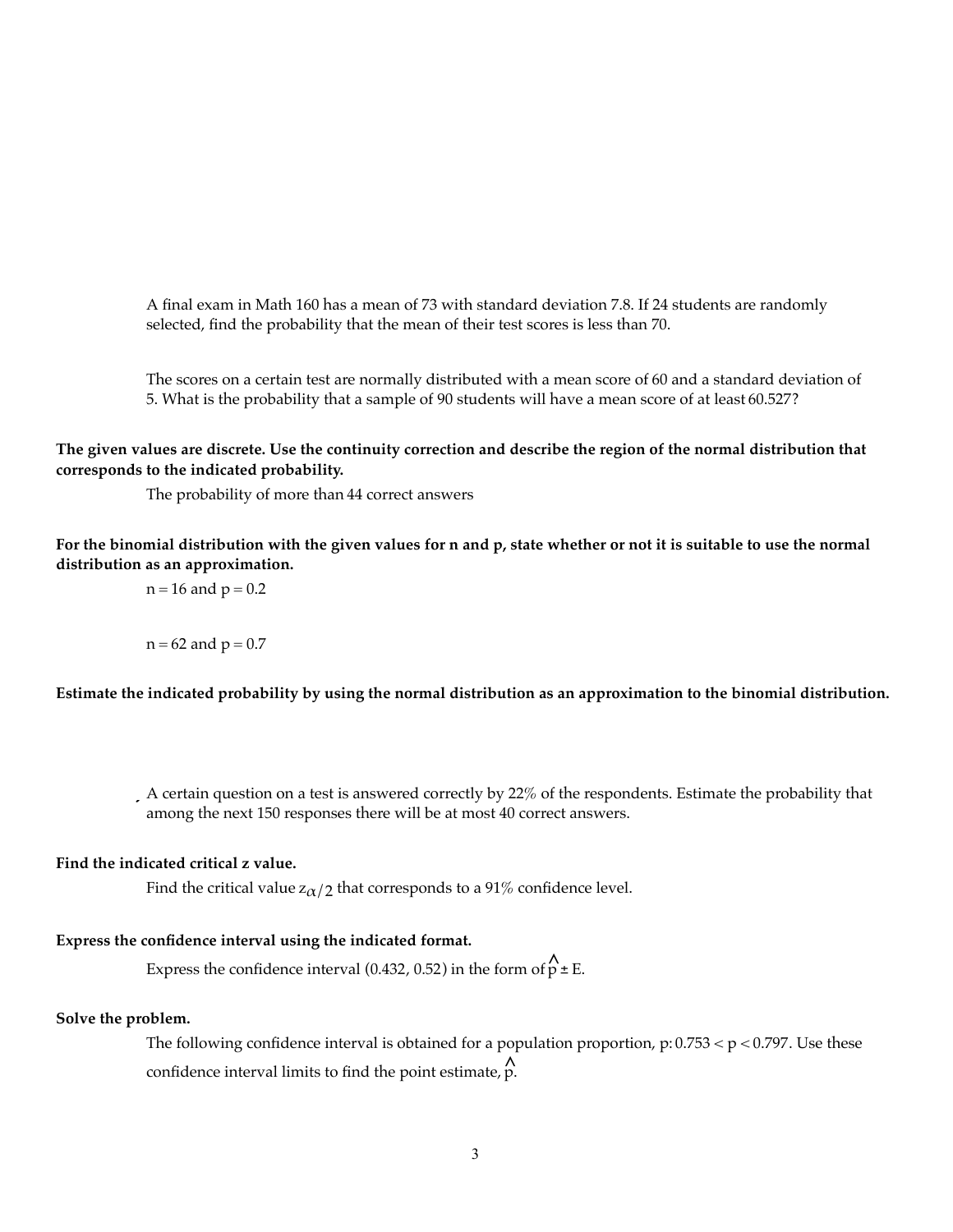A final exam in Math 160 has a mean of 73 with standard deviation 7.8. If 24 students are randomly selected, find the probability that the mean of their test scores is less than 70.

The scores on a certain test are normally distributed with a mean score of 60 and a standard deviation of 5. What is the probability that a sample of 90 students will have a mean score of at least 60.527?

**The given values are discrete. Use the continuity correction and describe the region of the normal distribution that corresponds to the indicated probability.**

The probability of more than 44 correct answers

**For the binomial distribution with the given values for n and p, state whether or not it is suitable to use the normal distribution as an approximation.**

$n = 16$ and $p = 0.2$

$n = 62$ and $p = 0.7$

**Estimate the indicated probability by using the normal distribution as an approximation to the binomial distribution.**

A certain question on a test is answered correctly by 22% of the respondents. Estimate the probability that among the next 150 responses there will be at most 40 correct answers.

**Find the indicated critical z value.**

Find the critical value $z_{\alpha/2}$ that corresponds to a 91% confidence level.

**Express the confidence interval using the indicated format.**

Express the confidence interval (0.432, 0.52) in the form of $\hat{p} \pm E$.

**Solve the problem.**

The following confidence interval is obtained for a population proportion, p: $0.753 < p < 0.797$. Use these confidence interval limits to find the point estimate, $\hat{p}$.